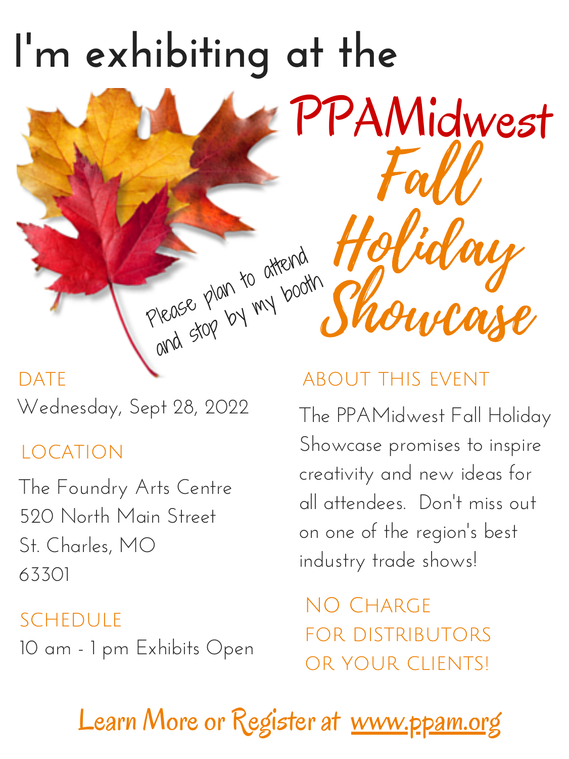# I'm exhibiting at the

# PPAMidwest Fall Holiday Showcase

Please plan to attend and stop by my booth

## DATE

Wednesday, Sept 28, 2022

## LOCATION

The Foundry Arts Centre
520 North Main Street
St. Charles, MO
63301

## SCHEDULE

10 am - 1 pm Exhibits Open

## ABOUT THIS EVENT

The PPAMidwest Fall Holiday Showcase promises to inspire creativity and new ideas for all attendees. Don't miss out on one of the region's best industry trade shows!

## NO CHARGE FOR DISTRIBUTORS OR YOUR CLIENTS!

**Learn More or Register at www.ppam.org**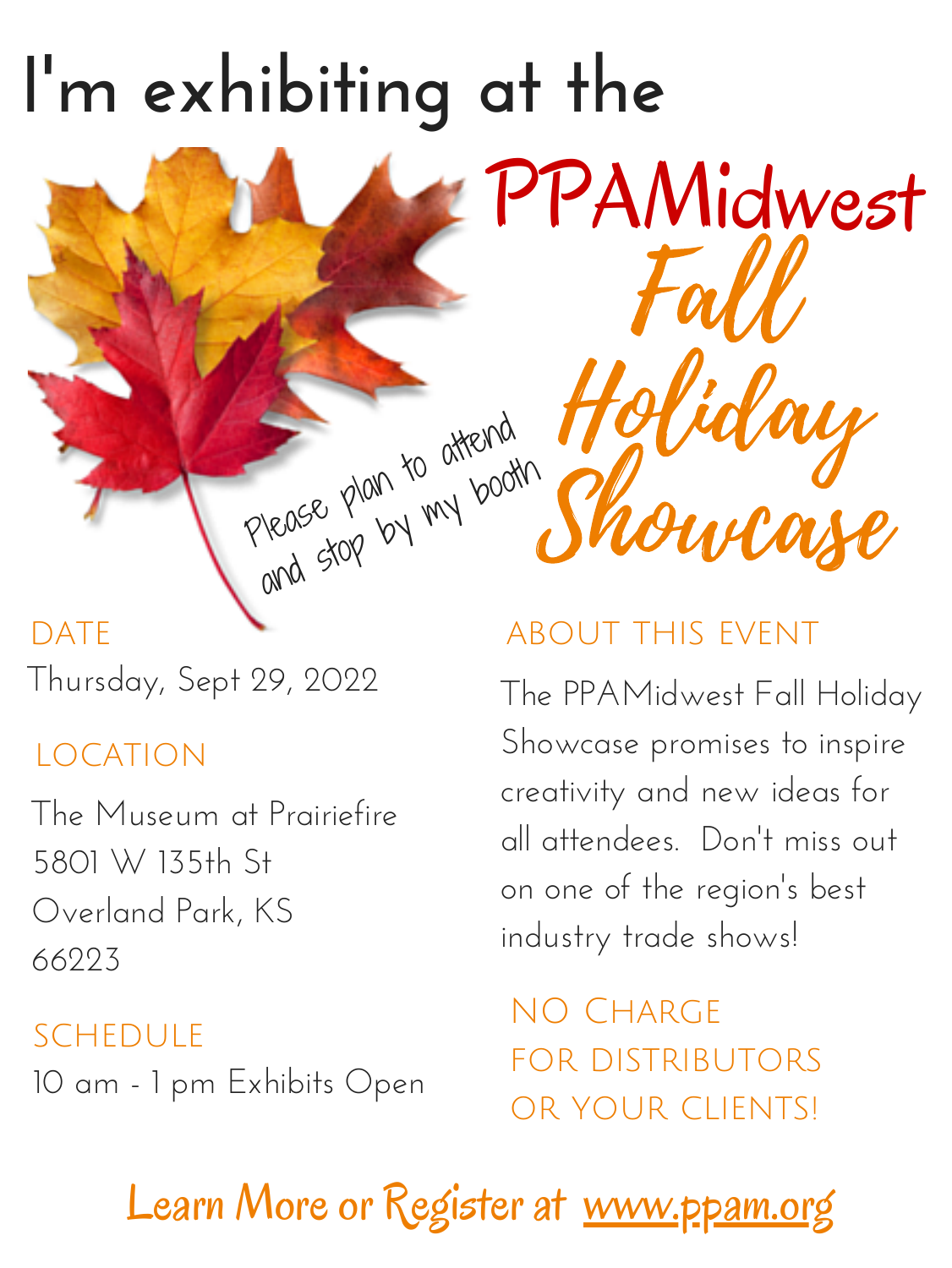# I'm exhibiting at the

# PPAMidwest Fall Holiday Showcase

*Please plan to attend and stop by my booth*

## DATE

Thursday, Sept 29, 2022

## LOCATION

The Museum at Prairiefire
5801 W 135th St
Overland Park, KS
66223

## SCHEDULE

10 am - 1 pm Exhibits Open

## ABOUT THIS EVENT

The PPAMidwest Fall Holiday Showcase promises to inspire creativity and new ideas for all attendees. Don't miss out on one of the region's best industry trade shows!

**NO CHARGE FOR DISTRIBUTORS OR YOUR CLIENTS!**

**Learn More or Register at www.ppam.org**